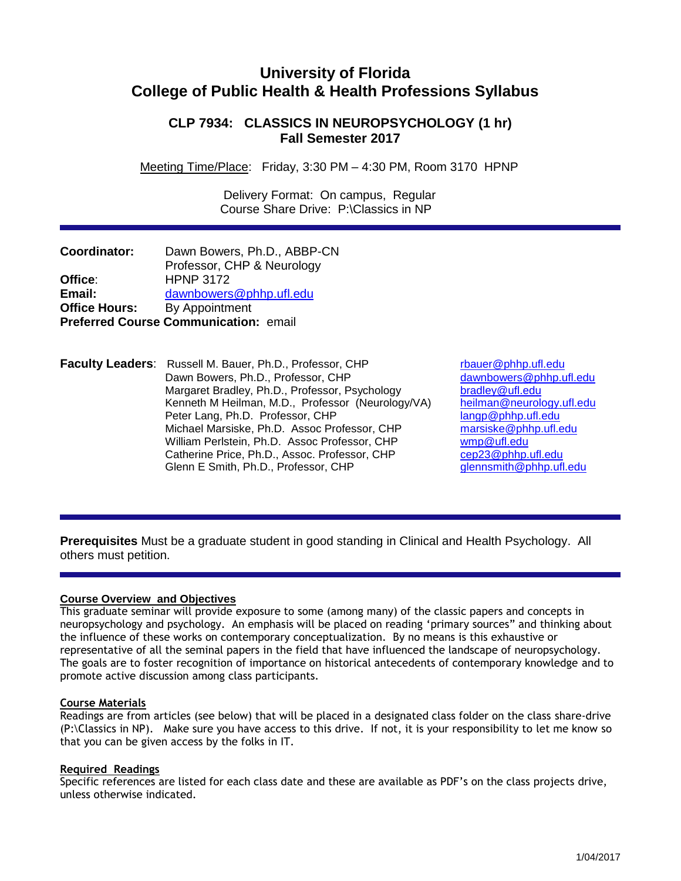# University of Florida
# College of Public Health & Health Professions Syllabus

## CLP 7934: CLASSICS IN NEUROPSYCHOLOGY (1 hr)
## Fall Semester 2017

Meeting Time/Place: Friday, 3:30 PM – 4:30 PM, Room 3170 HPNP

Delivery Format: On campus, Regular
Course Share Drive: P:\Classics in NP

---

**Coordinator:** Dawn Bowers, Ph.D., ABBP-CN
Professor, CHP & Neurology
**Office**: HPNP 3172
**Email:** dawnbowers@phhp.ufl.edu
**Office Hours:** By Appointment
**Preferred Course Communication:** email

**Faculty Leaders**:

| Name | Email |
|---|---|
| Russell M. Bauer, Ph.D., Professor, CHP | rbauer@phhp.ufl.edu |
| Dawn Bowers, Ph.D., Professor, CHP | dawnbowers@phhp.ufl.edu |
| Margaret Bradley, Ph.D., Professor, Psychology | bradley@ufl.edu |
| Kenneth M Heilman, M.D., Professor (Neurology/VA) | heilman@neurology.ufl.edu |
| Peter Lang, Ph.D. Professor, CHP | langp@phhp.ufl.edu |
| Michael Marsiske, Ph.D. Assoc Professor, CHP | marsiske@phhp.ufl.edu |
| William Perlstein, Ph.D. Assoc Professor, CHP | wmp@ufl.edu |
| Catherine Price, Ph.D., Assoc. Professor, CHP | cep23@phhp.ufl.edu |
| Glenn E Smith, Ph.D., Professor, CHP | glennsmith@phhp.ufl.edu |

---

**Prerequisites** Must be a graduate student in good standing in Clinical and Health Psychology. All others must petition.

---

### Course Overview and Objectives

This graduate seminar will provide exposure to some (among many) of the classic papers and concepts in neuropsychology and psychology. An emphasis will be placed on reading 'primary sources" and thinking about the influence of these works on contemporary conceptualization. By no means is this exhaustive or representative of all the seminal papers in the field that have influenced the landscape of neuropsychology. The goals are to foster recognition of importance on historical antecedents of contemporary knowledge and to promote active discussion among class participants.

### Course Materials

Readings are from articles (see below) that will be placed in a designated class folder on the class share-drive (P:\Classics in NP). Make sure you have access to this drive. If not, it is your responsibility to let me know so that you can be given access by the folks in IT.

### Required Readings

Specific references are listed for each class date and these are available as PDF's on the class projects drive, unless otherwise indicated.

1/04/2017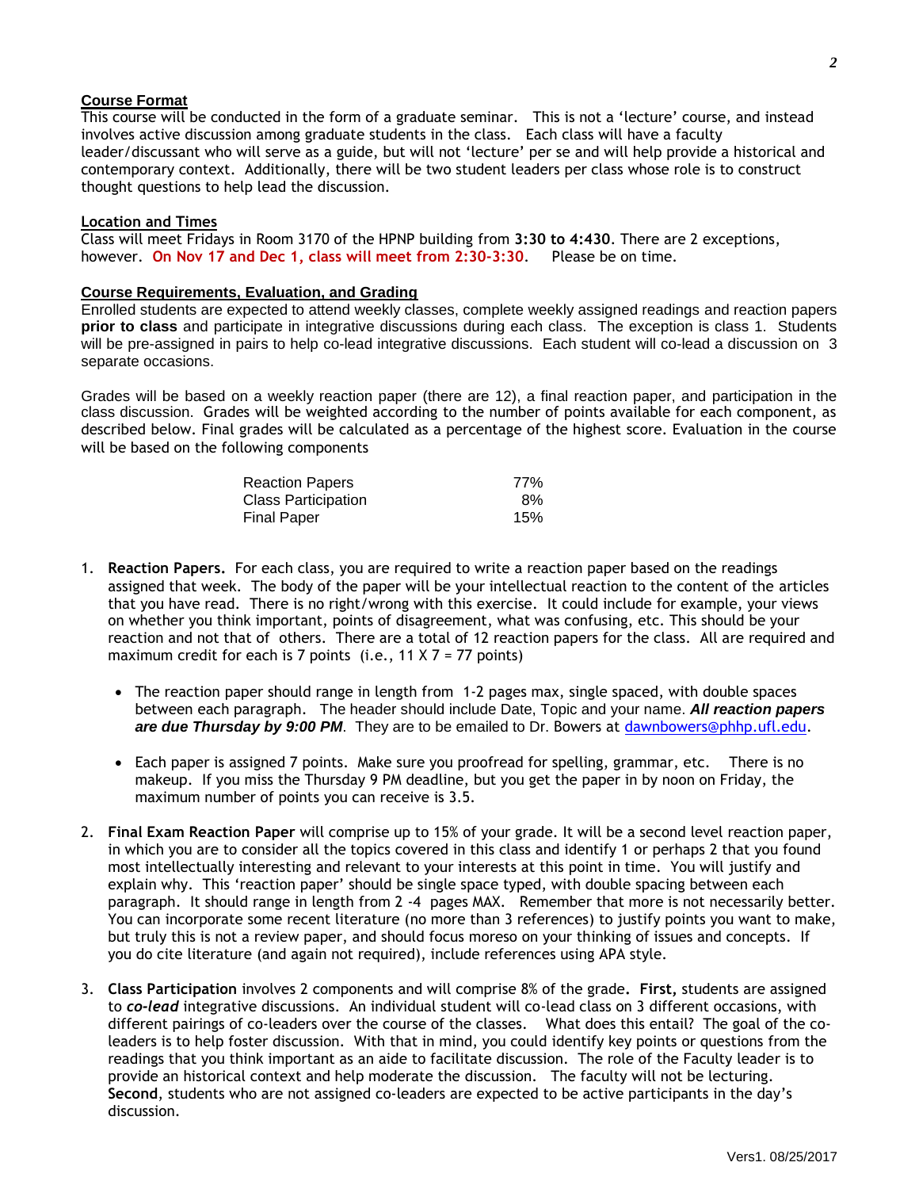**Course Format**

This course will be conducted in the form of a graduate seminar. This is not a 'lecture' course, and instead involves active discussion among graduate students in the class. Each class will have a faculty leader/discussant who will serve as a guide, but will not 'lecture' per se and will help provide a historical and contemporary context. Additionally, there will be two student leaders per class whose role is to construct thought questions to help lead the discussion.

**Location and Times**

Class will meet Fridays in Room 3170 of the HPNP building from **3:30 to 4:430**. There are 2 exceptions, however. **On Nov 17 and Dec 1, class will meet from 2:30-3:30**. Please be on time.

**Course Requirements, Evaluation, and Grading**

Enrolled students are expected to attend weekly classes, complete weekly assigned readings and reaction papers **prior to class** and participate in integrative discussions during each class. The exception is class 1. Students will be pre-assigned in pairs to help co-lead integrative discussions. Each student will co-lead a discussion on 3 separate occasions.

Grades will be based on a weekly reaction paper (there are 12), a final reaction paper, and participation in the class discussion. Grades will be weighted according to the number of points available for each component, as described below. Final grades will be calculated as a percentage of the highest score. Evaluation in the course will be based on the following components

| Component | Weight |
|---|---|
| Reaction Papers | 77% |
| Class Participation | 8% |
| Final Paper | 15% |

1. **Reaction Papers.** For each class, you are required to write a reaction paper based on the readings assigned that week. The body of the paper will be your intellectual reaction to the content of the articles that you have read. There is no right/wrong with this exercise. It could include for example, your views on whether you think important, points of disagreement, what was confusing, etc. This should be your reaction and not that of others. There are a total of 12 reaction papers for the class. All are required and maximum credit for each is 7 points (i.e., 11 X 7 = 77 points)

   - The reaction paper should range in length from 1-2 pages max, single spaced, with double spaces between each paragraph. The header should include Date, Topic and your name. ***All reaction papers are due Thursday by 9:00 PM***. They are to be emailed to Dr. Bowers at dawnbowers@phhp.ufl.edu.
   - Each paper is assigned 7 points. Make sure you proofread for spelling, grammar, etc. There is no makeup. If you miss the Thursday 9 PM deadline, but you get the paper in by noon on Friday, the maximum number of points you can receive is 3.5.

2. **Final Exam Reaction Paper** will comprise up to 15% of your grade. It will be a second level reaction paper, in which you are to consider all the topics covered in this class and identify 1 or perhaps 2 that you found most intellectually interesting and relevant to your interests at this point in time. You will justify and explain why. This 'reaction paper' should be single space typed, with double spacing between each paragraph. It should range in length from 2 -4 pages MAX. Remember that more is not necessarily better. You can incorporate some recent literature (no more than 3 references) to justify points you want to make, but truly this is not a review paper, and should focus moreso on your thinking of issues and concepts. If you do cite literature (and again not required), include references using APA style.

3. **Class Participation** involves 2 components and will comprise 8% of the grade. **First,** students are assigned to ***co-lead*** integrative discussions. An individual student will co-lead class on 3 different occasions, with different pairings of co-leaders over the course of the classes. What does this entail? The goal of the co-leaders is to help foster discussion. With that in mind, you could identify key points or questions from the readings that you think important as an aide to facilitate discussion. The role of the Faculty leader is to provide an historical context and help moderate the discussion. The faculty will not be lecturing. **Second**, students who are not assigned co-leaders are expected to be active participants in the day's discussion.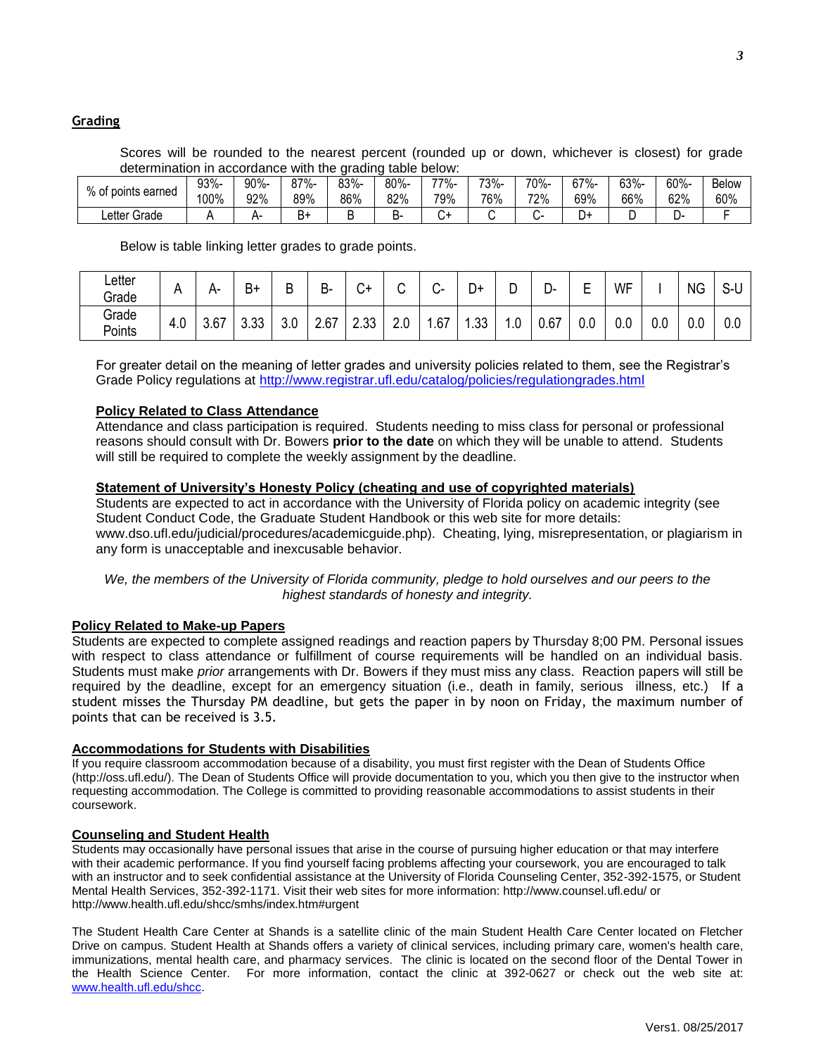## Grading

Scores will be rounded to the nearest percent (rounded up or down, whichever is closest) for grade determination in accordance with the grading table below:

| % of points earned | 93%-100% | 90%-92% | 87%-89% | 83%-86% | 80%-82% | 77%-79% | 73%-76% | 70%-72% | 67%-69% | 63%-66% | 60%-62% | Below 60% |
|---|---|---|---|---|---|---|---|---|---|---|---|---|
| Letter Grade | A | A- | B+ | B | B- | C+ | C | C- | D+ | D | D- | F |

Below is table linking letter grades to grade points.

| Letter Grade | A | A- | B+ | B | B- | C+ | C | C- | D+ | D | D- | E | WF | I | NG | S-U |
|---|---|---|---|---|---|---|---|---|---|---|---|---|---|---|---|---|
| Grade Points | 4.0 | 3.67 | 3.33 | 3.0 | 2.67 | 2.33 | 2.0 | 1.67 | 1.33 | 1.0 | 0.67 | 0.0 | 0.0 | 0.0 | 0.0 | 0.0 |

For greater detail on the meaning of letter grades and university policies related to them, see the Registrar's Grade Policy regulations at http://www.registrar.ufl.edu/catalog/policies/regulationgrades.html

**Policy Related to Class Attendance**

Attendance and class participation is required. Students needing to miss class for personal or professional reasons should consult with Dr. Bowers **prior to the date** on which they will be unable to attend. Students will still be required to complete the weekly assignment by the deadline.

**Statement of University's Honesty Policy (cheating and use of copyrighted materials)**

Students are expected to act in accordance with the University of Florida policy on academic integrity (see Student Conduct Code, the Graduate Student Handbook or this web site for more details: www.dso.ufl.edu/judicial/procedures/academicguide.php). Cheating, lying, misrepresentation, or plagiarism in any form is unacceptable and inexcusable behavior.

*We, the members of the University of Florida community, pledge to hold ourselves and our peers to the highest standards of honesty and integrity.*

**Policy Related to Make-up Papers**

Students are expected to complete assigned readings and reaction papers by Thursday 8;00 PM. Personal issues with respect to class attendance or fulfillment of course requirements will be handled on an individual basis. Students must make *prior* arrangements with Dr. Bowers if they must miss any class. Reaction papers will still be required by the deadline, except for an emergency situation (i.e., death in family, serious illness, etc.) If a student misses the Thursday PM deadline, but gets the paper in by noon on Friday, the maximum number of points that can be received is 3.5.

**Accommodations for Students with Disabilities**

If you require classroom accommodation because of a disability, you must first register with the Dean of Students Office (http://oss.ufl.edu/). The Dean of Students Office will provide documentation to you, which you then give to the instructor when requesting accommodation. The College is committed to providing reasonable accommodations to assist students in their coursework.

**Counseling and Student Health**

Students may occasionally have personal issues that arise in the course of pursuing higher education or that may interfere with their academic performance. If you find yourself facing problems affecting your coursework, you are encouraged to talk with an instructor and to seek confidential assistance at the University of Florida Counseling Center, 352-392-1575, or Student Mental Health Services, 352-392-1171. Visit their web sites for more information: http://www.counsel.ufl.edu/ or http://www.health.ufl.edu/shcc/smhs/index.htm#urgent

The Student Health Care Center at Shands is a satellite clinic of the main Student Health Care Center located on Fletcher Drive on campus. Student Health at Shands offers a variety of clinical services, including primary care, women's health care, immunizations, mental health care, and pharmacy services. The clinic is located on the second floor of the Dental Tower in the Health Science Center. For more information, contact the clinic at 392-0627 or check out the web site at: www.health.ufl.edu/shcc.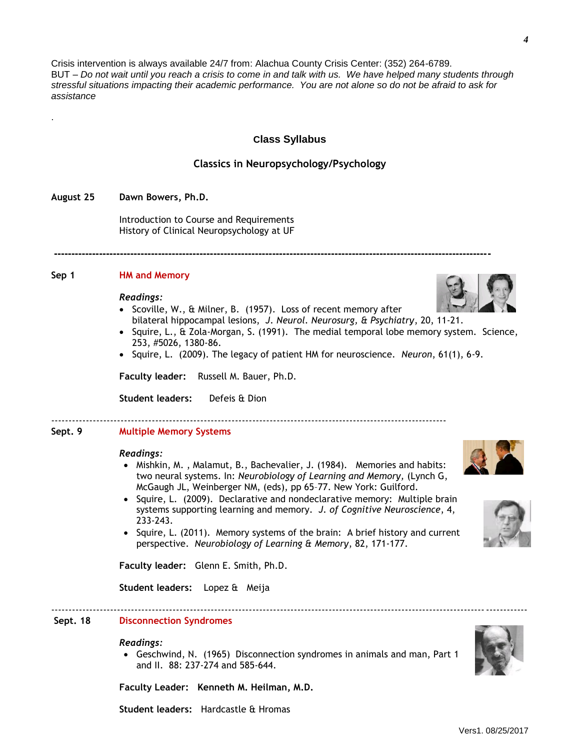Crisis intervention is always available 24/7 from: Alachua County Crisis Center: (352) 264-6789.
BUT – *Do not wait until you reach a crisis to come in and talk with us. We have helped many students through stressful situations impacting their academic performance. You are not alone so do not be afraid to ask for assistance*

.

## Class Syllabus

## Classics in Neuropsychology/Psychology

**August 25** **Dawn Bowers, Ph.D.**

Introduction to Course and Requirements
History of Clinical Neuropsychology at UF

---

**Sep 1** **HM and Memory**

***Readings:***

- Scoville, W., & Milner, B. (1957). Loss of recent memory after bilateral hippocampal lesions, *J. Neurol. Neurosurg, & Psychiatry*, 20, 11-21.
- Squire, L., & Zola-Morgan, S. (1991). The medial temporal lobe memory system. Science, 253, #5026, 1380-86.
- Squire, L. (2009). The legacy of patient HM for neuroscience. *Neuron*, 61(1), 6-9.

**Faculty leader:** Russell M. Bauer, Ph.D.

**Student leaders:** Defeis & Dion

---

**Sept. 9** **Multiple Memory Systems**

***Readings:***

- Mishkin, M. , Malamut, B., Bachevalier, J. (1984). Memories and habits: two neural systems. In: *Neurobiology of Learning and Memory,* (Lynch G, McGaugh JL, Weinberger NM, (eds), pp 65–77. New York: Guilford.
- Squire, L. (2009). Declarative and nondeclarative memory: Multiple brain systems supporting learning and memory. *J. of Cognitive Neuroscience*, 4, 233-243.
- Squire, L. (2011). Memory systems of the brain: A brief history and current perspective. *Neurobiology of Learning & Memory*, 82, 171-177.

**Faculty leader:** Glenn E. Smith, Ph.D.

**Student leaders:** Lopez & Meija

---

**Sept. 18** **Disconnection Syndromes**

***Readings:***

- Geschwind, N. (1965) Disconnection syndromes in animals and man, Part 1 and II. 88: 237-274 and 585-644.

**Faculty Leader: Kenneth M. Heilman, M.D.**

**Student leaders:** Hardcastle & Hromas

Vers1. 08/25/2017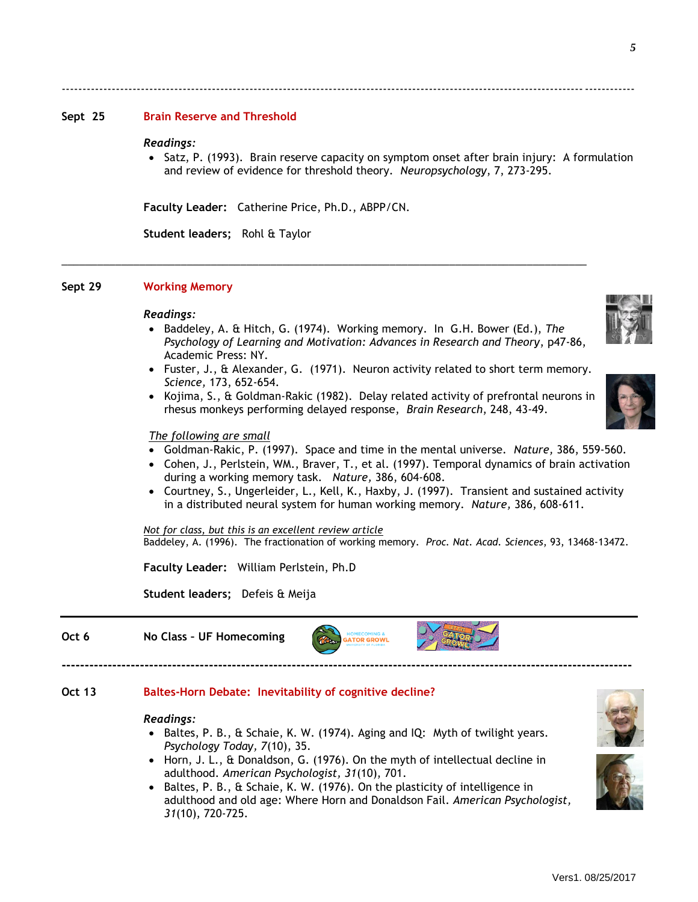---

**Sept 25** **Brain Reserve and Threshold**

*Readings:*

- Satz, P. (1993). Brain reserve capacity on symptom onset after brain injury: A formulation and review of evidence for threshold theory. *Neuropsychology*, 7, 273-295.

**Faculty Leader:** Catherine Price, Ph.D., ABPP/CN.

**Student leaders;** Rohl & Taylor

---

**Sept 29** **Working Memory**

*Readings:*

- Baddeley, A. & Hitch, G. (1974). Working memory. In G.H. Bower (Ed.), *The Psychology of Learning and Motivation: Advances in Research and Theory*, p47-86, Academic Press: NY.
- Fuster, J., & Alexander, G. (1971). Neuron activity related to short term memory. *Science*, 173, 652-654.
- Kojima, S., & Goldman-Rakic (1982). Delay related activity of prefrontal neurons in rhesus monkeys performing delayed response, *Brain Research*, 248, 43-49.

The following are small

- Goldman-Rakic, P. (1997). Space and time in the mental universe. *Nature*, 386, 559-560.
- Cohen, J., Perlstein, WM., Braver, T., et al. (1997). Temporal dynamics of brain activation during a working memory task. *Nature*, 386, 604-608.
- Courtney, S., Ungerleider, L., Kell, K., Haxby, J. (1997). Transient and sustained activity in a distributed neural system for human working memory. *Nature*, 386, 608-611.

Not for class, but this is an excellent review article

Baddeley, A. (1996). The fractionation of working memory. *Proc. Nat. Acad. Sciences*, 93, 13468-13472.

**Faculty Leader:** William Perlstein, Ph.D

**Student leaders;** Defeis & Meija

---

**Oct 6** **No Class - UF Homecoming**

---

**Oct 13** **Baltes-Horn Debate: Inevitability of cognitive decline?**

*Readings:*

- Baltes, P. B., & Schaie, K. W. (1974). Aging and IQ: Myth of twilight years. *Psychology Today*, *7*(10), 35.
- Horn, J. L., & Donaldson, G. (1976). On the myth of intellectual decline in adulthood. *American Psychologist*, *31*(10), 701.
- Baltes, P. B., & Schaie, K. W. (1976). On the plasticity of intelligence in adulthood and old age: Where Horn and Donaldson Fail. *American Psychologist*, *31*(10), 720-725.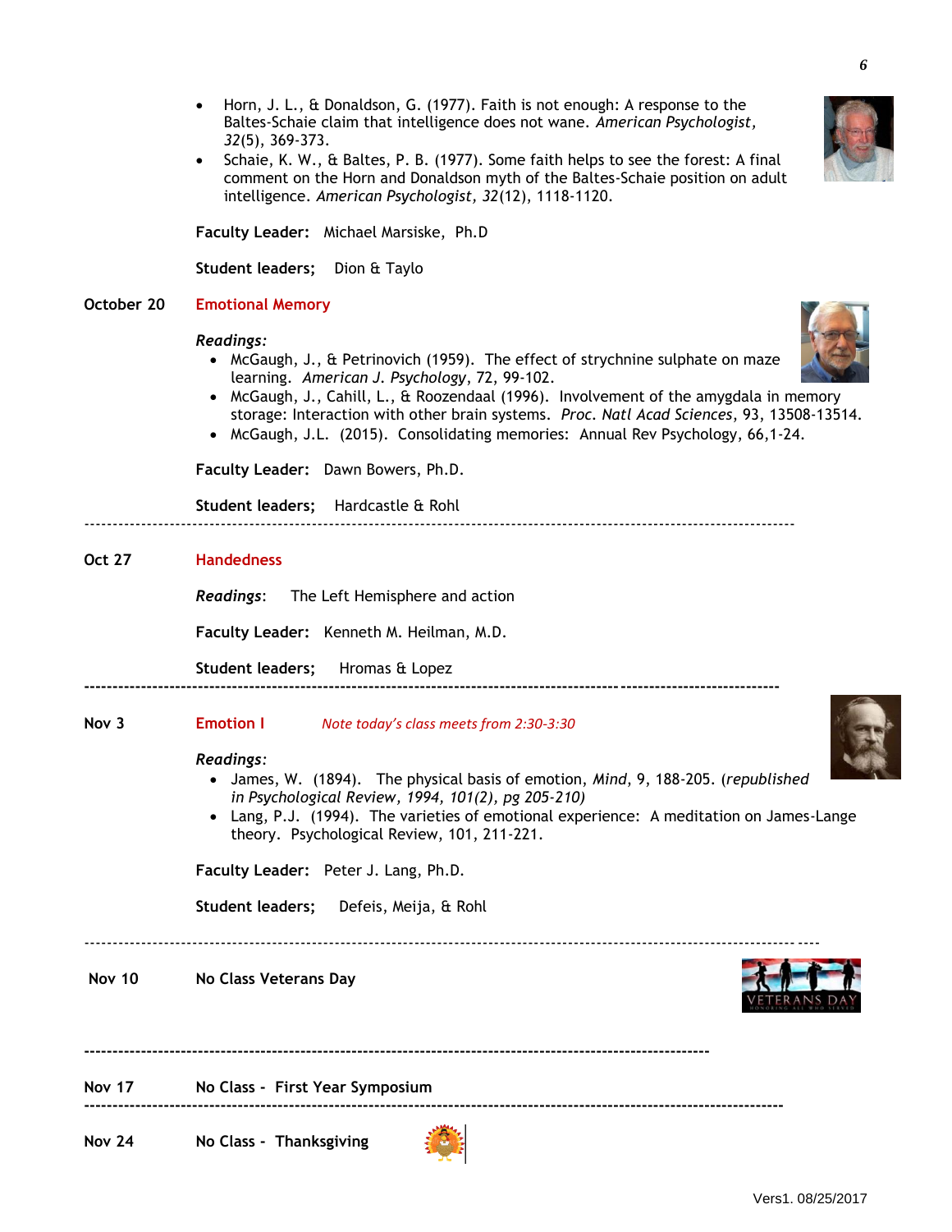- Horn, J. L., & Donaldson, G. (1977). Faith is not enough: A response to the Baltes-Schaie claim that intelligence does not wane. *American Psychologist, 32*(5), 369-373.
- Schaie, K. W., & Baltes, P. B. (1977). Some faith helps to see the forest: A final comment on the Horn and Donaldson myth of the Baltes-Schaie position on adult intelligence. *American Psychologist, 32*(12), 1118-1120.

**Faculty Leader:** Michael Marsiske, Ph.D

**Student leaders;** Dion & Taylo

**October 20** **Emotional Memory**

***Readings:***

- McGaugh, J., & Petrinovich (1959). The effect of strychnine sulphate on maze learning. *American J. Psychology*, 72, 99-102.
- McGaugh, J., Cahill, L., & Roozendaal (1996). Involvement of the amygdala in memory storage: Interaction with other brain systems. *Proc. Natl Acad Sciences*, 93, 13508-13514.
- McGaugh, J.L. (2015). Consolidating memories: Annual Rev Psychology, 66,1-24.

**Faculty Leader:** Dawn Bowers, Ph.D.

**Student leaders;** Hardcastle & Rohl

---

**Oct 27** **Handedness**

***Readings***: The Left Hemisphere and action

**Faculty Leader:** Kenneth M. Heilman, M.D.

**Student leaders;** Hromas & Lopez

---

**Nov 3** **Emotion I** *Note today's class meets from 2:30-3:30*

***Readings:***

- James, W. (1894). The physical basis of emotion, *Mind*, 9, 188-205. (*republished in Psychological Review, 1994, 101(2), pg 205-210)*
- Lang, P.J. (1994). The varieties of emotional experience: A meditation on James-Lange theory. Psychological Review, 101, 211-221.

**Faculty Leader:** Peter J. Lang, Ph.D.

**Student leaders;** Defeis, Meija, & Rohl

---

**Nov 10** **No Class Veterans Day**

---

**Nov 17** **No Class - First Year Symposium**

---

**Nov 24** **No Class - Thanksgiving**

Vers1. 08/25/2017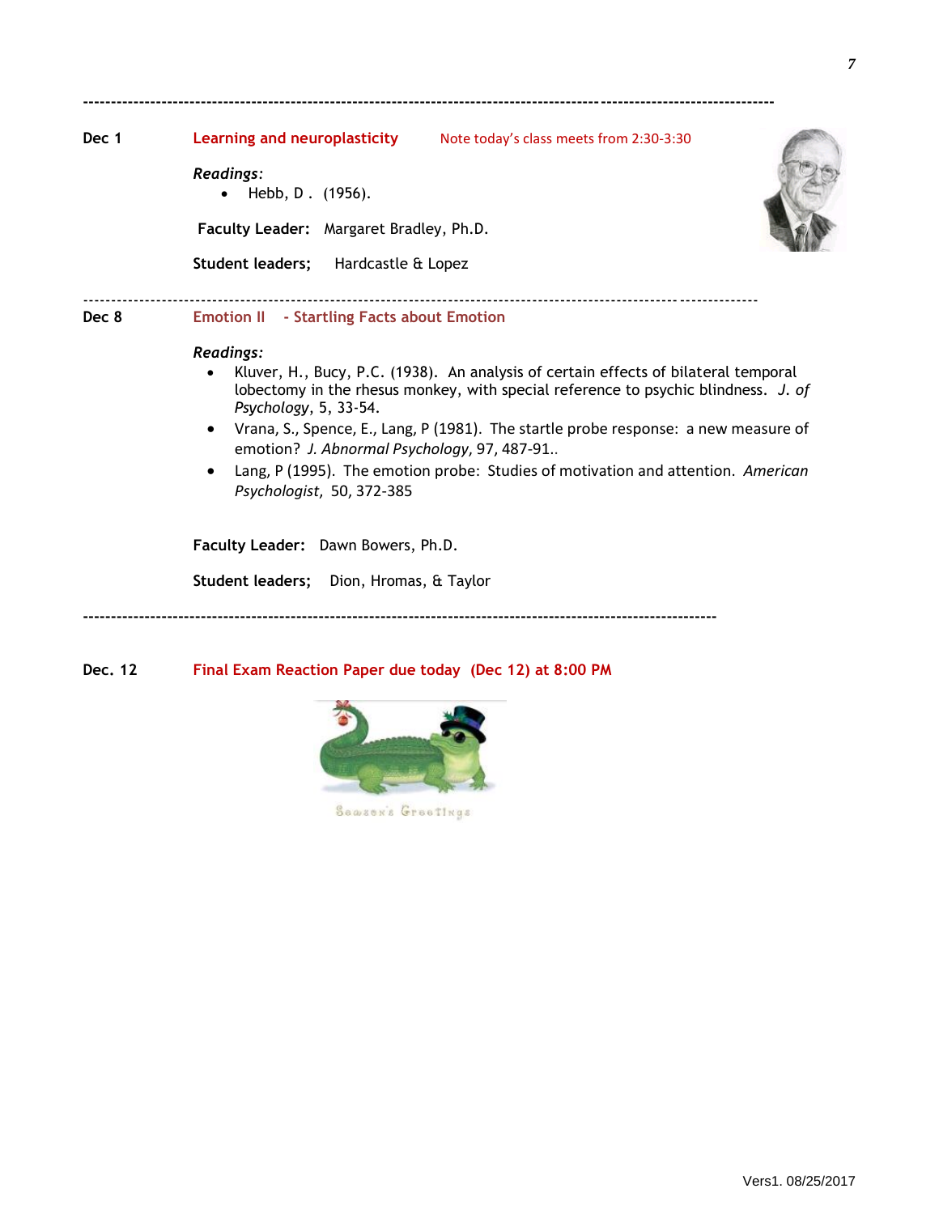---

**Dec 1** **Learning and neuroplasticity** Note today's class meets from 2:30-3:30

*Readings:*

- Hebb, D . (1956).

**Faculty Leader:** Margaret Bradley, Ph.D.

**Student leaders;** Hardcastle & Lopez

---

**Dec 8** **Emotion II - Startling Facts about Emotion**

*Readings:*

- Kluver, H., Bucy, P.C. (1938). An analysis of certain effects of bilateral temporal lobectomy in the rhesus monkey, with special reference to psychic blindness. *J. of Psychology*, 5, 33-54.
- Vrana, S., Spence, E., Lang, P (1981). The startle probe response: a new measure of emotion? *J. Abnormal Psychology*, 97, 487-91..
- Lang, P (1995). The emotion probe: Studies of motivation and attention. *American Psychologist*, 50, 372-385

**Faculty Leader:** Dawn Bowers, Ph.D.

**Student leaders;** Dion, Hromas, & Taylor

---

**Dec. 12** **Final Exam Reaction Paper due today (Dec 12) at 8:00 PM**

Season's Greetings